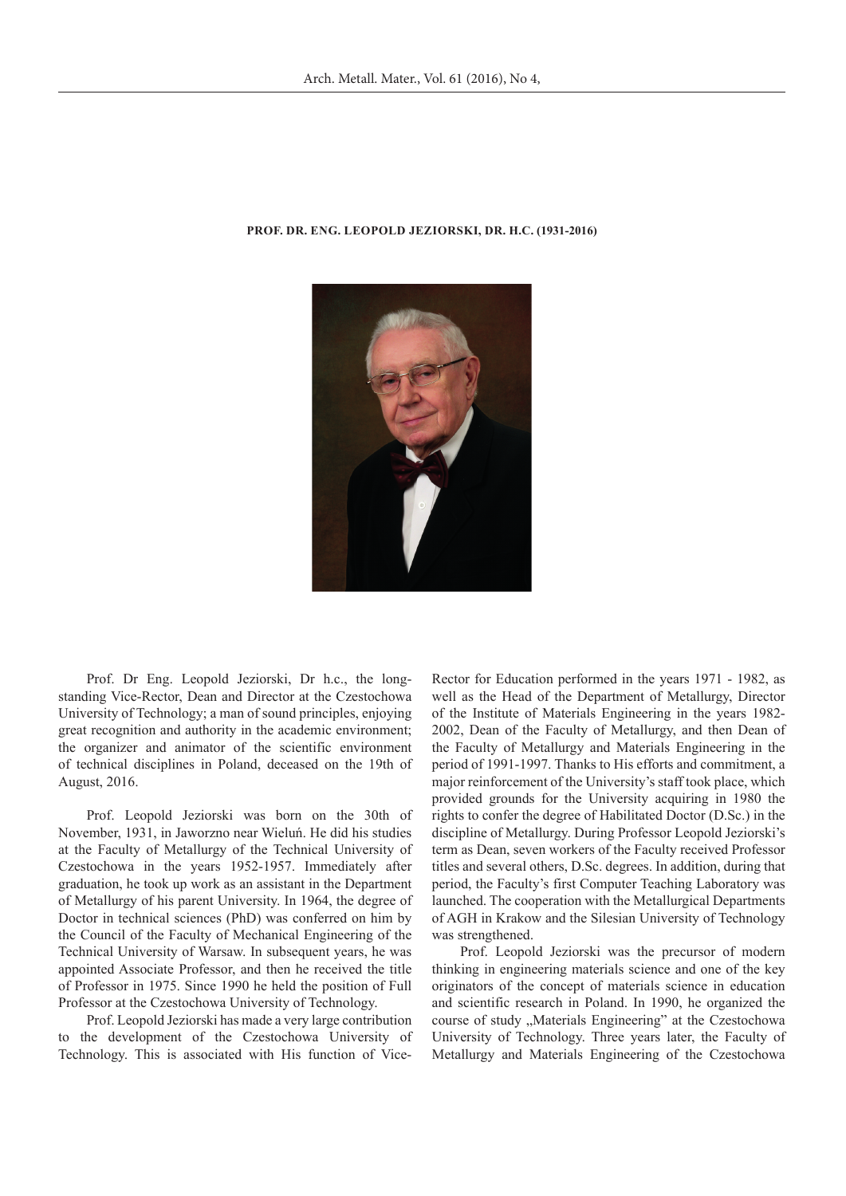**PROF. DR. ENG. LEOPOLD JEZIORSKI, DR. H.C. (1931-2016)**

Prof. Dr Eng. Leopold Jeziorski, Dr h.c., the long-standing Vice-Rector, Dean and Director at the Czestochowa University of Technology; a man of sound principles, enjoying great recognition and authority in the academic environment; the organizer and animator of the scientific environment of technical disciplines in Poland, deceased on the 19th of August, 2016.

Prof. Leopold Jeziorski was born on the 30th of November, 1931, in Jaworzno near Wieluń. He did his studies at the Faculty of Metallurgy of the Technical University of Czestochowa in the years 1952-1957. Immediately after graduation, he took up work as an assistant in the Department of Metallurgy of his parent University. In 1964, the degree of Doctor in technical sciences (PhD) was conferred on him by the Council of the Faculty of Mechanical Engineering of the Technical University of Warsaw. In subsequent years, he was appointed Associate Professor, and then he received the title of Professor in 1975. Since 1990 he held the position of Full Professor at the Czestochowa University of Technology.

Prof. Leopold Jeziorski has made a very large contribution to the development of the Czestochowa University of Technology. This is associated with His function of Vice-Rector for Education performed in the years 1971 - 1982, as well as the Head of the Department of Metallurgy, Director of the Institute of Materials Engineering in the years 1982-2002, Dean of the Faculty of Metallurgy, and then Dean of the Faculty of Metallurgy and Materials Engineering in the period of 1991-1997. Thanks to His efforts and commitment, a major reinforcement of the University's staff took place, which provided grounds for the University acquiring in 1980 the rights to confer the degree of Habilitated Doctor (D.Sc.) in the discipline of Metallurgy. During Professor Leopold Jeziorski's term as Dean, seven workers of the Faculty received Professor titles and several others, D.Sc. degrees. In addition, during that period, the Faculty's first Computer Teaching Laboratory was launched. The cooperation with the Metallurgical Departments of AGH in Krakow and the Silesian University of Technology was strengthened.

Prof. Leopold Jeziorski was the precursor of modern thinking in engineering materials science and one of the key originators of the concept of materials science in education and scientific research in Poland. In 1990, he organized the course of study „Materials Engineering" at the Czestochowa University of Technology. Three years later, the Faculty of Metallurgy and Materials Engineering of the Czestochowa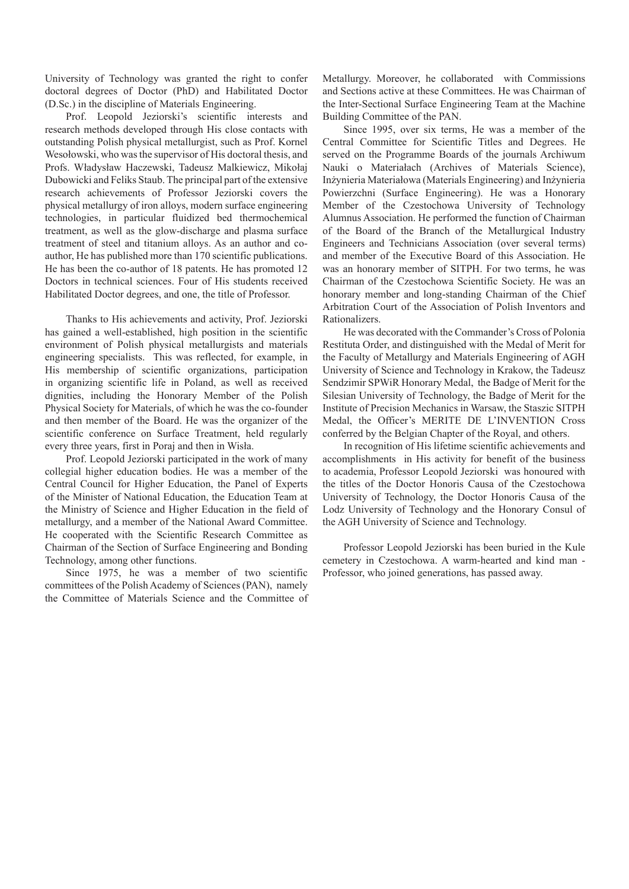University of Technology was granted the right to confer doctoral degrees of Doctor (PhD) and Habilitated Doctor (D.Sc.) in the discipline of Materials Engineering.

Prof. Leopold Jeziorski's scientific interests and research methods developed through His close contacts with outstanding Polish physical metallurgist, such as Prof. Kornel Wesołowski, who was the supervisor of His doctoral thesis, and Profs. Władysław Haczewski, Tadeusz Malkiewicz, Mikołaj Dubowicki and Feliks Staub. The principal part of the extensive research achievements of Professor Jeziorski covers the physical metallurgy of iron alloys, modern surface engineering technologies, in particular fluidized bed thermochemical treatment, as well as the glow-discharge and plasma surface treatment of steel and titanium alloys. As an author and co-author, He has published more than 170 scientific publications. He has been the co-author of 18 patents. He has promoted 12 Doctors in technical sciences. Four of His students received Habilitated Doctor degrees, and one, the title of Professor.

Thanks to His achievements and activity, Prof. Jeziorski has gained a well-established, high position in the scientific environment of Polish physical metallurgists and materials engineering specialists. This was reflected, for example, in His membership of scientific organizations, participation in organizing scientific life in Poland, as well as received dignities, including the Honorary Member of the Polish Physical Society for Materials, of which he was the co-founder and then member of the Board. He was the organizer of the scientific conference on Surface Treatment, held regularly every three years, first in Poraj and then in Wisła.

Prof. Leopold Jeziorski participated in the work of many collegial higher education bodies. He was a member of the Central Council for Higher Education, the Panel of Experts of the Minister of National Education, the Education Team at the Ministry of Science and Higher Education in the field of metallurgy, and a member of the National Award Committee. He cooperated with the Scientific Research Committee as Chairman of the Section of Surface Engineering and Bonding Technology, among other functions.

Since 1975, he was a member of two scientific committees of the Polish Academy of Sciences (PAN), namely the Committee of Materials Science and the Committee of Metallurgy. Moreover, he collaborated with Commissions and Sections active at these Committees. He was Chairman of the Inter-Sectional Surface Engineering Team at the Machine Building Committee of the PAN.

Since 1995, over six terms, He was a member of the Central Committee for Scientific Titles and Degrees. He served on the Programme Boards of the journals Archiwum Nauki o Materiałach (Archives of Materials Science), Inżynieria Materiałowa (Materials Engineering) and Inżynieria Powierzchni (Surface Engineering). He was a Honorary Member of the Czestochowa University of Technology Alumnus Association. He performed the function of Chairman of the Board of the Branch of the Metallurgical Industry Engineers and Technicians Association (over several terms) and member of the Executive Board of this Association. He was an honorary member of SITPH. For two terms, he was Chairman of the Czestochowa Scientific Society. He was an honorary member and long-standing Chairman of the Chief Arbitration Court of the Association of Polish Inventors and Rationalizers.

He was decorated with the Commander's Cross of Polonia Restituta Order, and distinguished with the Medal of Merit for the Faculty of Metallurgy and Materials Engineering of AGH University of Science and Technology in Krakow, the Tadeusz Sendzimir SPWiR Honorary Medal, the Badge of Merit for the Silesian University of Technology, the Badge of Merit for the Institute of Precision Mechanics in Warsaw, the Staszic SITPH Medal, the Officer's MERITE DE L'INVENTION Cross conferred by the Belgian Chapter of the Royal, and others.

In recognition of His lifetime scientific achievements and accomplishments in His activity for benefit of the business to academia, Professor Leopold Jeziorski was honoured with the titles of the Doctor Honoris Causa of the Czestochowa University of Technology, the Doctor Honoris Causa of the Lodz University of Technology and the Honorary Consul of the AGH University of Science and Technology.

Professor Leopold Jeziorski has been buried in the Kule cemetery in Czestochowa. A warm-hearted and kind man - Professor, who joined generations, has passed away.